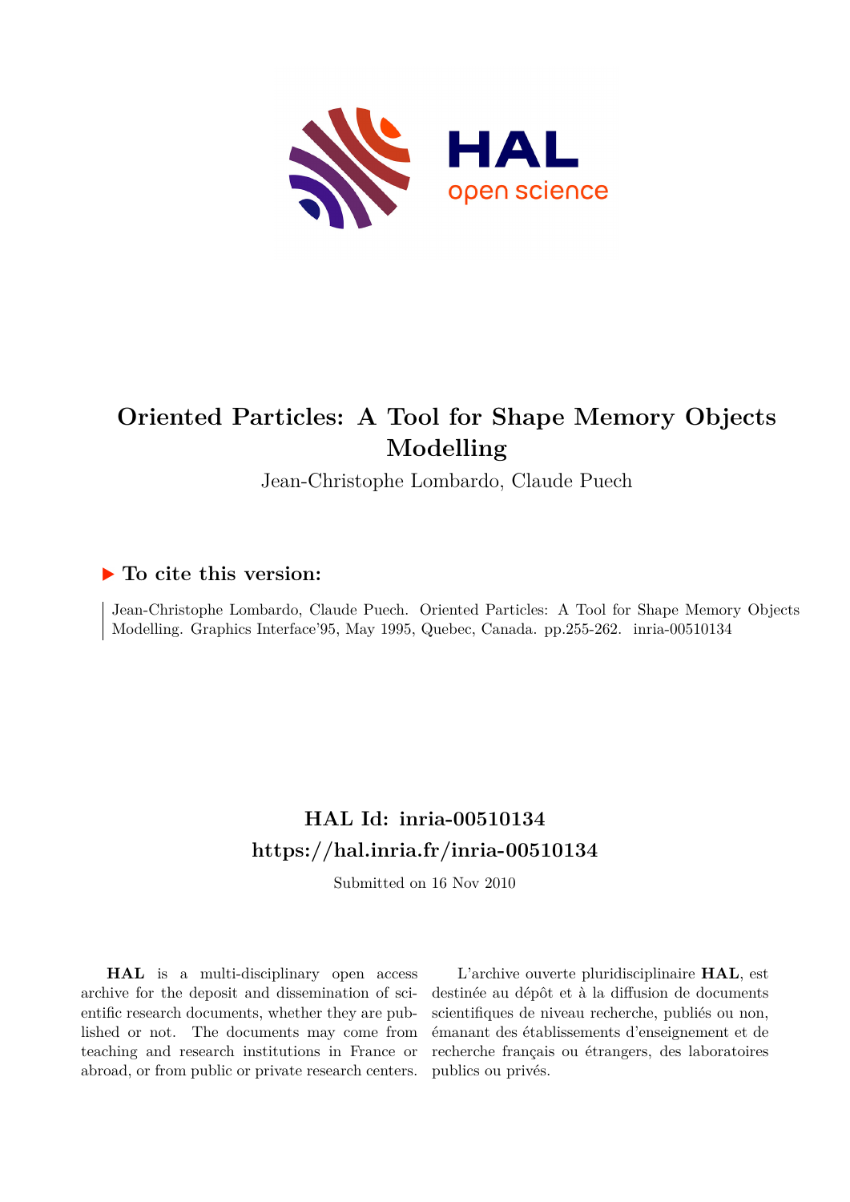# Oriented Particles: A Tool for Shape Memory Objects Modelling

Jean-Christophe Lombardo, Claude Puech

## ▶ To cite this version:

Jean-Christophe Lombardo, Claude Puech. Oriented Particles: A Tool for Shape Memory Objects Modelling. Graphics Interface'95, May 1995, Quebec, Canada. pp.255-262. inria-00510134

## HAL Id: inria-00510134
## https://hal.inria.fr/inria-00510134

Submitted on 16 Nov 2010

**HAL** is a multi-disciplinary open access archive for the deposit and dissemination of scientific research documents, whether they are published or not. The documents may come from teaching and research institutions in France or abroad, or from public or private research centers.

L'archive ouverte pluridisciplinaire **HAL**, est destinée au dépôt et à la diffusion de documents scientifiques de niveau recherche, publiés ou non, émanant des établissements d'enseignement et de recherche français ou étrangers, des laboratoires publics ou privés.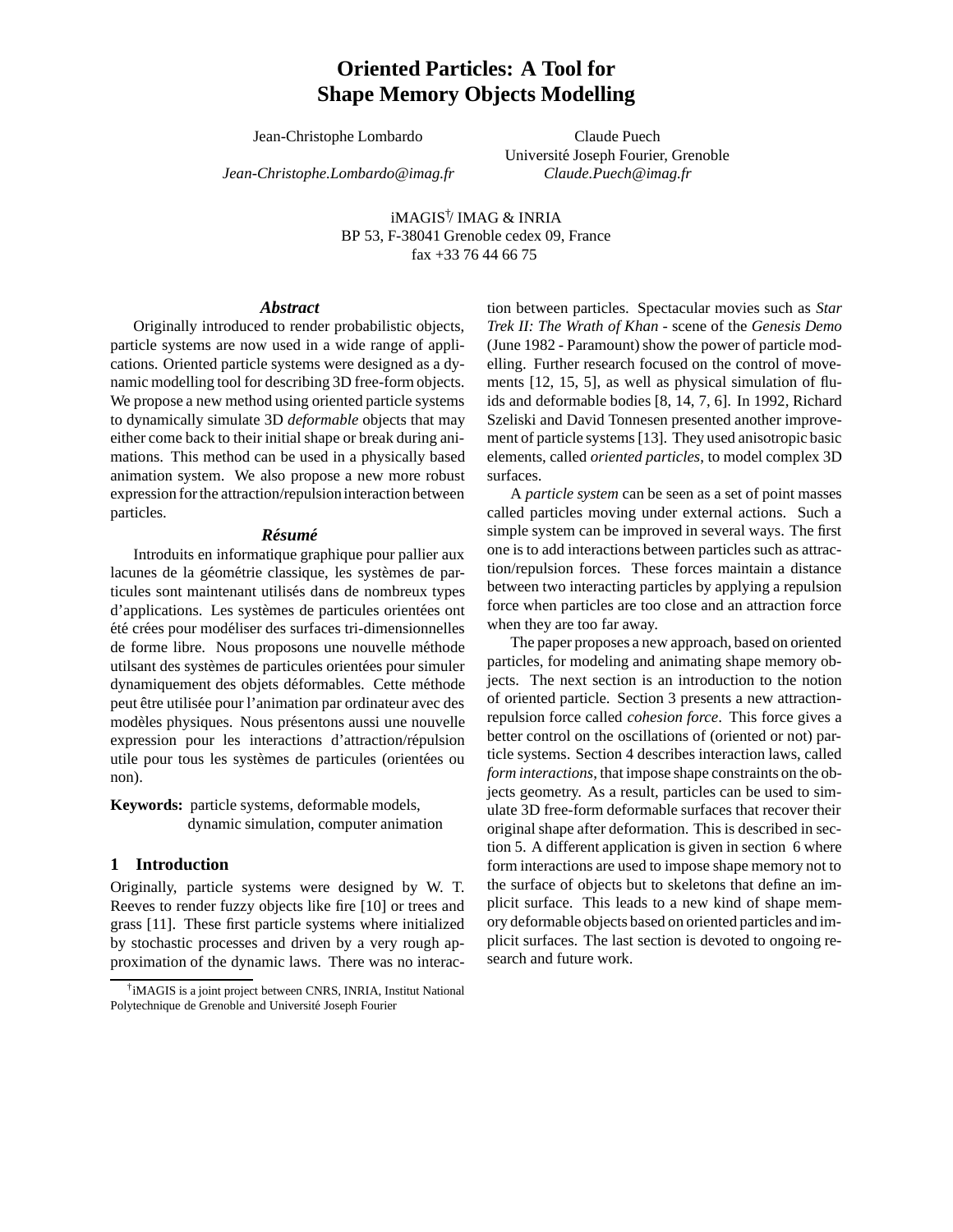# Oriented Particles: A Tool for Shape Memory Objects Modelling

Jean-Christophe Lombardo

*Jean-Christophe.Lombardo@imag.fr*

Claude Puech

Université Joseph Fourier, Grenoble

*Claude.Puech@imag.fr*

iMAGIS[†]/ IMAG & INRIA

BP 53, F-38041 Grenoble cedex 09, France

fax +33 76 44 66 75

### *Abstract*

Originally introduced to render probabilistic objects, particle systems are now used in a wide range of applications. Oriented particle systems were designed as a dynamic modelling tool for describing 3D free-form objects. We propose a new method using oriented particle systems to dynamically simulate 3D *deformable* objects that may either come back to their initial shape or break during animations. This method can be used in a physically based animation system. We also propose a new more robust expression for the attraction/repulsion interaction between particles.

### *Résumé*

Introduits en informatique graphique pour pallier aux lacunes de la géométrie classique, les systèmes de particules sont maintenant utilisés dans de nombreux types d'applications. Les systèmes de particules orientées ont été crées pour modéliser des surfaces tri-dimensionnelles de forme libre. Nous proposons une nouvelle méthode utilsant des systèmes de particules orientées pour simuler dynamiquement des objets déformables. Cette méthode peut être utilisée pour l'animation par ordinateur avec des modèles physiques. Nous présentons aussi une nouvelle expression pour les interactions d'attraction/répulsion utile pour tous les systèmes de particules (orientées ou non).

**Keywords:** particle systems, deformable models, dynamic simulation, computer animation

## 1 Introduction

Originally, particle systems were designed by W. T. Reeves to render fuzzy objects like fire [10] or trees and grass [11]. These first particle systems where initialized by stochastic processes and driven by a very rough approximation of the dynamic laws. There was no interaction between particles. Spectacular movies such as *Star Trek II: The Wrath of Khan* - scene of the *Genesis Demo* (June 1982 - Paramount) show the power of particle modelling. Further research focused on the control of movements [12, 15, 5], as well as physical simulation of fluids and deformable bodies [8, 14, 7, 6]. In 1992, Richard Szeliski and David Tonnesen presented another improvement of particle systems [13]. They used anisotropic basic elements, called *oriented particles*, to model complex 3D surfaces.

A *particle system* can be seen as a set of point masses called particles moving under external actions. Such a simple system can be improved in several ways. The first one is to add interactions between particles such as attraction/repulsion forces. These forces maintain a distance between two interacting particles by applying a repulsion force when particles are too close and an attraction force when they are too far away.

The paper proposes a new approach, based on oriented particles, for modeling and animating shape memory objects. The next section is an introduction to the notion of oriented particle. Section 3 presents a new attraction-repulsion force called *cohesion force*. This force gives a better control on the oscillations of (oriented or not) particle systems. Section 4 describes interaction laws, called *form interactions*, that impose shape constraints on the objects geometry. As a result, particles can be used to simulate 3D free-form deformable surfaces that recover their original shape after deformation. This is described in section 5. A different application is given in section 6 where form interactions are used to impose shape memory not to the surface of objects but to skeletons that define an implicit surface. This leads to a new kind of shape memory deformable objects based on oriented particles and implicit surfaces. The last section is devoted to ongoing research and future work.

[†]iMAGIS is a joint project between CNRS, INRIA, Institut National Polytechnique de Grenoble and Université Joseph Fourier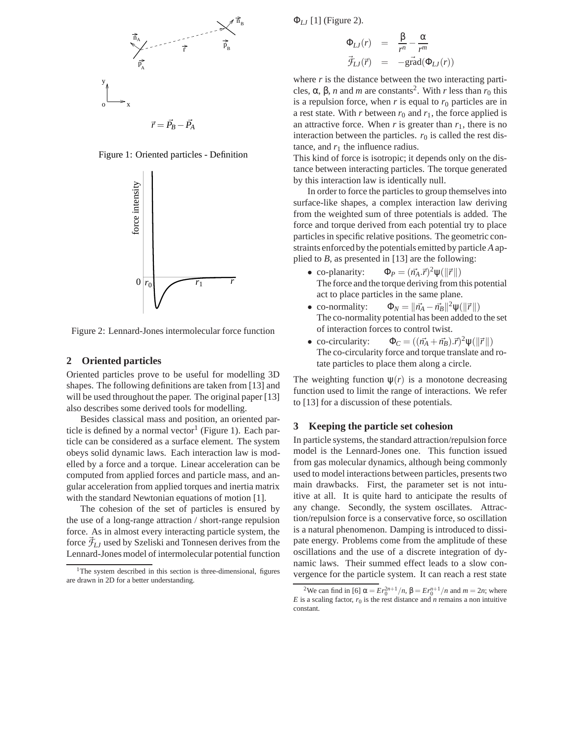$$\vec{r} = \vec{P_B} - \vec{P_A}$$

Figure 1: Oriented particles - Definition

Figure 2: Lennard-Jones intermolecular force function

## 2 Oriented particles

Oriented particles prove to be useful for modelling 3D shapes. The following definitions are taken from [13] and will be used throughout the paper. The original paper [13] also describes some derived tools for modelling.

Besides classical mass and position, an oriented particle is defined by a normal vector[1] (Figure 1). Each particle can be considered as a surface element. The system obeys solid dynamic laws. Each interaction law is modelled by a force and a torque. Linear acceleration can be computed from applied forces and particle mass, and angular acceleration from applied torques and inertia matrix with the standard Newtonian equations of motion [1].

The cohesion of the set of particles is ensured by the use of a long-range attraction / short-range repulsion force. As in almost every interacting particle system, the force $\vec{\mathcal{F}}_{LJ}$ used by Szeliski and Tonnesen derives from the Lennard-Jones model of intermolecular potential function $\Phi_{LJ}$ [1] (Figure 2).

$$\begin{aligned} \Phi_{LJ}(r) &= \frac{\beta}{r^n} - \frac{\alpha}{r^m} \\ \vec{\mathcal{F}}_{LJ}(\vec{r}) &= -\vec{\text{grad}}(\Phi_{LJ}(r)) \end{aligned}$$

where $r$ is the distance between the two interacting particles, $\alpha$, $\beta$, $n$ and $m$ are constants[2]. With $r$ less than $r_0$ this is a repulsion force, when $r$ is equal to $r_0$ particles are in a rest state. With $r$ between $r_0$ and $r_1$, the force applied is an attractive force. When $r$ is greater than $r_1$, there is no interaction between the particles. $r_0$ is called the rest distance, and $r_1$ the influence radius.

This kind of force is isotropic; it depends only on the distance between interacting particles. The torque generated by this interaction law is identically null.

In order to force the particles to group themselves into surface-like shapes, a complex interaction law deriving from the weighted sum of three potentials is added. The force and torque derived from each potential try to place particles in specific relative positions. The geometric constraints enforced by the potentials emitted by particle $A$ applied to $B$, as presented in [13] are the following:

- co-planarity: $\Phi_P = (\vec{n_A}.\vec{r})^2\psi(\|\vec{r}\|)$
  The force and the torque deriving from this potential act to place particles in the same plane.
- co-normality: $\Phi_N = \|\vec{n_A} - \vec{n_B}\|^2\psi(\|\vec{r}\|)$
  The co-normality potential has been added to the set of interaction forces to control twist.
- co-circularity: $\Phi_C = ((\vec{n_A} + \vec{n_B}).\vec{r})^2\psi(\|\vec{r}\|)$
  The co-circularity force and torque translate and rotate particles to place them along a circle.

The weighting function $\psi(r)$ is a monotone decreasing function used to limit the range of interactions. We refer to [13] for a discussion of these potentials.

## 3 Keeping the particle set cohesion

In particle systems, the standard attraction/repulsion force model is the Lennard-Jones one. This function issued from gas molecular dynamics, although being commonly used to model interactions between particles, presents two main drawbacks. First, the parameter set is not intuitive at all. It is quite hard to anticipate the results of any change. Secondly, the system oscillates. Attraction/repulsion force is a conservative force, so oscillation is a natural phenomenon. Damping is introduced to dissipate energy. Problems come from the amplitude of these oscillations and the use of a discrete integration of dynamic laws. Their summed effect leads to a slow convergence for the particle system. It can reach a rest state

[1] The system described in this section is three-dimensional, figures are drawn in 2D for a better understanding.

[2] We can find in [6] $\alpha = Er_0^{2n+1}/n$, $\beta = Er_0^{n+1}/n$ and $m = 2n$; where $E$ is a scaling factor, $r_0$ is the rest distance and $n$ remains a non intuitive constant.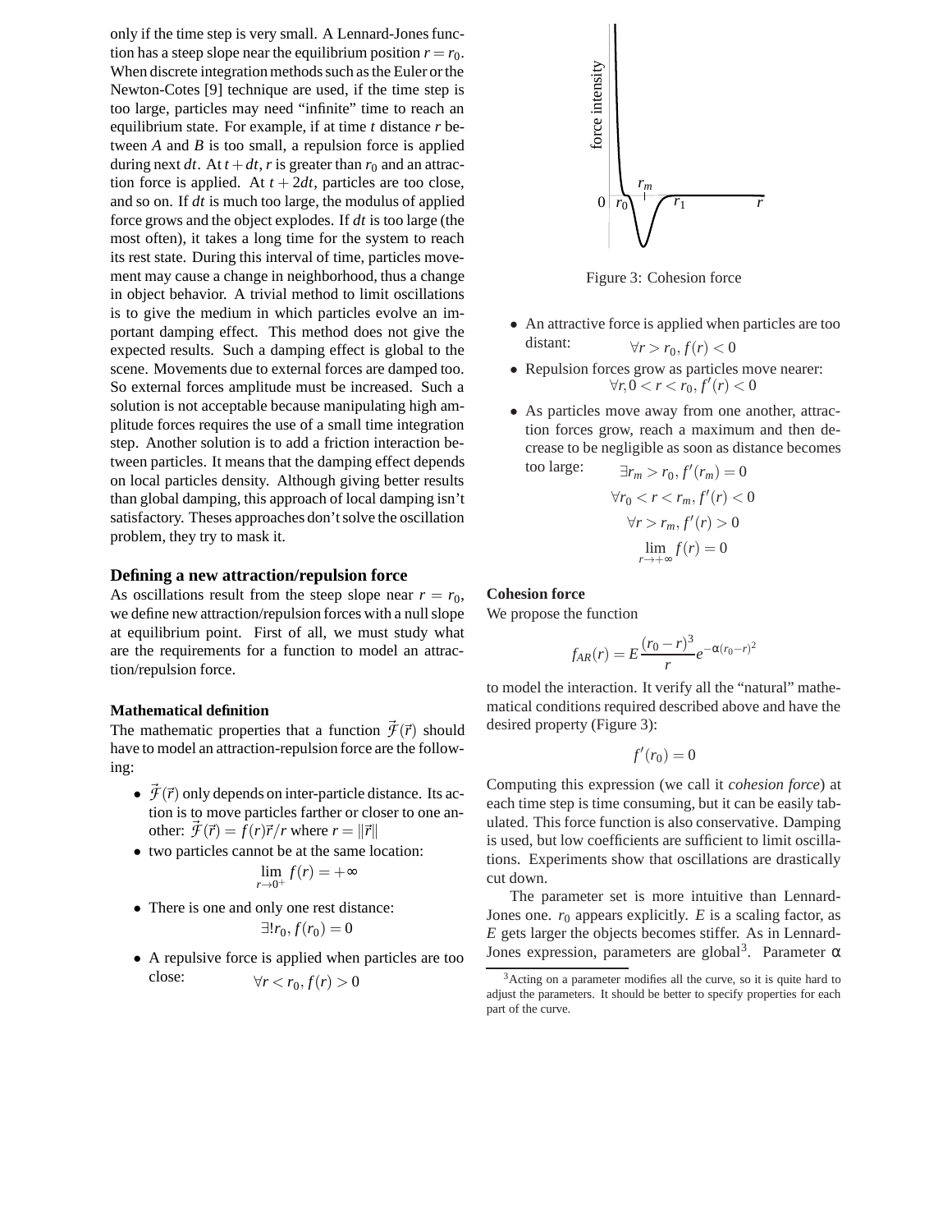only if the time step is very small. A Lennard-Jones function has a steep slope near the equilibrium position $r = r_0$. When discrete integration methods such as the Euler or the Newton-Cotes [9] technique are used, if the time step is too large, particles may need "infinite" time to reach an equilibrium state. For example, if at time $t$ distance $r$ between $A$ and $B$ is too small, a repulsion force is applied during next $dt$. At $t+dt$, $r$ is greater than $r_0$ and an attraction force is applied. At $t+2dt$, particles are too close, and so on. If $dt$ is much too large, the modulus of applied force grows and the object explodes. If $dt$ is too large (the most often), it takes a long time for the system to reach its rest state. During this interval of time, particles movement may cause a change in neighborhood, thus a change in object behavior. A trivial method to limit oscillations is to give the medium in which particles evolve an important damping effect. This method does not give the expected results. Such a damping effect is global to the scene. Movements due to external forces are damped too. So external forces amplitude must be increased. Such a solution is not acceptable because manipulating high amplitude forces requires the use of a small time integration step. Another solution is to add a friction interaction between particles. It means that the damping effect depends on local particles density. Although giving better results than global damping, this approach of local damping isn't satisfactory. Theses approaches don't solve the oscillation problem, they try to mask it.

## Defining a new attraction/repulsion force

As oscillations result from the steep slope near $r = r_0$, we define new attraction/repulsion forces with a null slope at equilibrium point. First of all, we must study what are the requirements for a function to model an attraction/repulsion force.

### Mathematical definition

The mathematic properties that a function $\vec{\mathcal{F}}(\vec{r})$ should have to model an attraction-repulsion force are the following:

- $\vec{\mathcal{F}}(\vec{r})$ only depends on inter-particle distance. Its action is to move particles farther or closer to one another: $\vec{\mathcal{F}}(\vec{r}) = f(r)\vec{r}/r$ where $r = \|\vec{r}\|$
- two particles cannot be at the same location:
$$\lim_{r \to 0^+} f(r) = +\infty$$
- There is one and only one rest distance:
$$\exists! r_0, f(r_0) = 0$$
- A repulsive force is applied when particles are too close: $\quad \forall r < r_0, f(r) > 0$
- An attractive force is applied when particles are too distant: $\quad \forall r > r_0, f(r) < 0$
- Repulsion forces grow as particles move nearer:
$$\forall r, 0 < r < r_0, f'(r) < 0$$
- As particles move away from one another, attraction forces grow, reach a maximum and then decrease to be negligible as soon as distance becomes too large:
$$\exists r_m > r_0, f'(r_m) = 0$$
$$\forall r_0 < r < r_m, f'(r) < 0$$
$$\forall r > r_m, f'(r) > 0$$
$$\lim_{r \to +\infty} f(r) = 0$$

Figure 3: Cohesion force

### Cohesion force

We propose the function

$$f_{AR}(r) = E\frac{(r_0 - r)^3}{r} e^{-\alpha(r_0 - r)^2}$$

to model the interaction. It verify all the "natural" mathematical conditions required described above and have the desired property (Figure 3):

$$f'(r_0) = 0$$

Computing this expression (we call it *cohesion force*) at each time step is time consuming, but it can be easily tabulated. This force function is also conservative. Damping is used, but low coefficients are sufficient to limit oscillations. Experiments show that oscillations are drastically cut down.

The parameter set is more intuitive than Lennard-Jones one. $r_0$ appears explicitly. $E$ is a scaling factor, as $E$ gets larger the objects becomes stiffer. As in Lennard-Jones expression, parameters are global[3]. Parameter $\alpha$

[3] Acting on a parameter modifies all the curve, so it is quite hard to adjust the parameters. It should be better to specify properties for each part of the curve.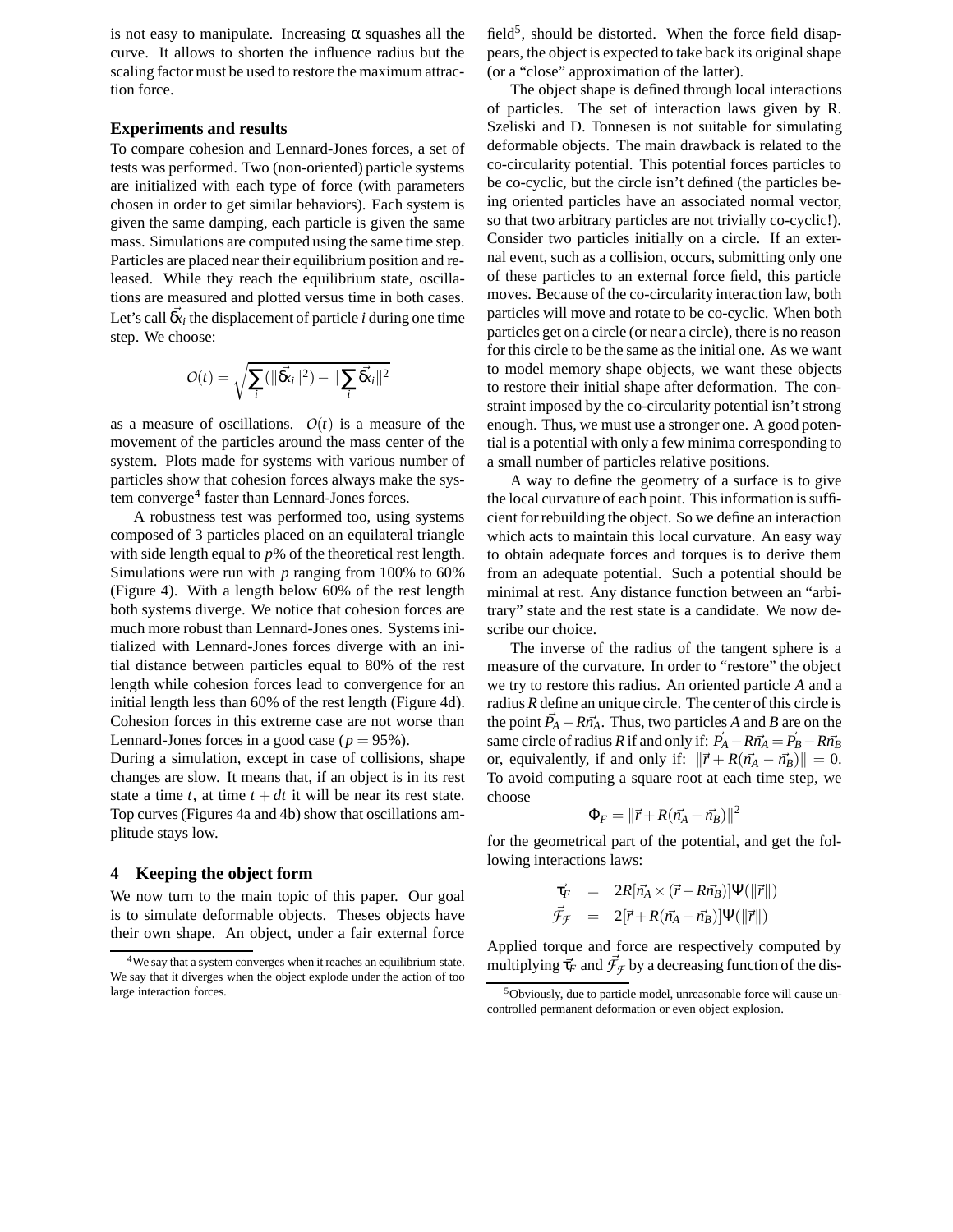is not easy to manipulate. Increasing $\alpha$ squashes all the curve. It allows to shorten the influence radius but the scaling factor must be used to restore the maximum attraction force.

### Experiments and results

To compare cohesion and Lennard-Jones forces, a set of tests was performed. Two (non-oriented) particle systems are initialized with each type of force (with parameters chosen in order to get similar behaviors). Each system is given the same damping, each particle is given the same mass. Simulations are computed using the same time step. Particles are placed near their equilibrium position and released. While they reach the equilibrium state, oscillations are measured and plotted versus time in both cases. Let's call $\vec{\delta}_i$ the displacement of particle $i$ during one time step. We choose:

$$O(t) = \sqrt{\sum_i(\|\vec{\delta}_i\|^2) - \|\sum_i \vec{\delta}_i\|^2}$$

as a measure of oscillations. $O(t)$ is a measure of the movement of the particles around the mass center of the system. Plots made for systems with various number of particles show that cohesion forces always make the system converge[4] faster than Lennard-Jones forces.

A robustness test was performed too, using systems composed of 3 particles placed on an equilateral triangle with side length equal to $p$% of the theoretical rest length. Simulations were run with $p$ ranging from 100% to 60% (Figure 4). With a length below 60% of the rest length both systems diverge. We notice that cohesion forces are much more robust than Lennard-Jones ones. Systems initialized with Lennard-Jones forces diverge with an initial distance between particles equal to 80% of the rest length while cohesion forces lead to convergence for an initial length less than 60% of the rest length (Figure 4d). Cohesion forces in this extreme case are not worse than Lennard-Jones forces in a good case ($p = 95\%$).

During a simulation, except in case of collisions, shape changes are slow. It means that, if an object is in its rest state a time $t$, at time $t + dt$ it will be near its rest state. Top curves (Figures 4a and 4b) show that oscillations amplitude stays low.

## 4 Keeping the object form

We now turn to the main topic of this paper. Our goal is to simulate deformable objects. Theses objects have their own shape. An object, under a fair external force field[5], should be distorted. When the force field disappears, the object is expected to take back its original shape (or a "close" approximation of the latter).

The object shape is defined through local interactions of particles. The set of interaction laws given by R. Szeliski and D. Tonnesen is not suitable for simulating deformable objects. The main drawback is related to the co-circularity potential. This potential forces particles to be co-cyclic, but the circle isn't defined (the particles being oriented particles have an associated normal vector, so that two arbitrary particles are not trivially co-cyclic!). Consider two particles initially on a circle. If an external event, such as a collision, occurs, submitting only one of these particles to an external force field, this particle moves. Because of the co-circularity interaction law, both particles will move and rotate to be co-cyclic. When both particles get on a circle (or near a circle), there is no reason for this circle to be the same as the initial one. As we want to model memory shape objects, we want these objects to restore their initial shape after deformation. The constraint imposed by the co-circularity potential isn't strong enough. Thus, we must use a stronger one. A good potential is a potential with only a few minima corresponding to a small number of particles relative positions.

A way to define the geometry of a surface is to give the local curvature of each point. This information is sufficient for rebuilding the object. So we define an interaction which acts to maintain this local curvature. An easy way to obtain adequate forces and torques is to derive them from an adequate potential. Such a potential should be minimal at rest. Any distance function between an "arbitrary" state and the rest state is a candidate. We now describe our choice.

The inverse of the radius of the tangent sphere is a measure of the curvature. In order to "restore" the object we try to restore this radius. An oriented particle $A$ and a radius $R$ define an unique circle. The center of this circle is the point $\vec{P}_A - R\vec{n}_A$. Thus, two particles $A$ and $B$ are on the same circle of radius $R$ if and only if: $\vec{P}_A - R\vec{n}_A = \vec{P}_B - R\vec{n}_B$ or, equivalently, if and only if: $\|\vec{r} + R(\vec{n}_A - \vec{n}_B)\| = 0$. To avoid computing a square root at each time step, we choose

$$\Phi_F = \|\vec{r} + R(\vec{n}_A - \vec{n}_B)\|^2$$

for the geometrical part of the potential, and get the following interactions laws:

$$\begin{aligned}
\vec{\tau}_F &= 2R[\vec{n}_A \times (\vec{r} - R\vec{n}_B)]\Psi(\|\vec{r}\|) \\
\vec{\mathcal{F}}_{\mathcal{F}} &= 2[\vec{r} + R(\vec{n}_A - \vec{n}_B)]\Psi(\|\vec{r}\|)
\end{aligned}$$

Applied torque and force are respectively computed by multiplying $\vec{\tau}_F$ and $\vec{\mathcal{F}}_{\mathcal{F}}$ by a decreasing function of the dis-

[4] We say that a system converges when it reaches an equilibrium state. We say that it diverges when the object explode under the action of too large interaction forces.

[5] Obviously, due to particle model, unreasonable force will cause uncontrolled permanent deformation or even object explosion.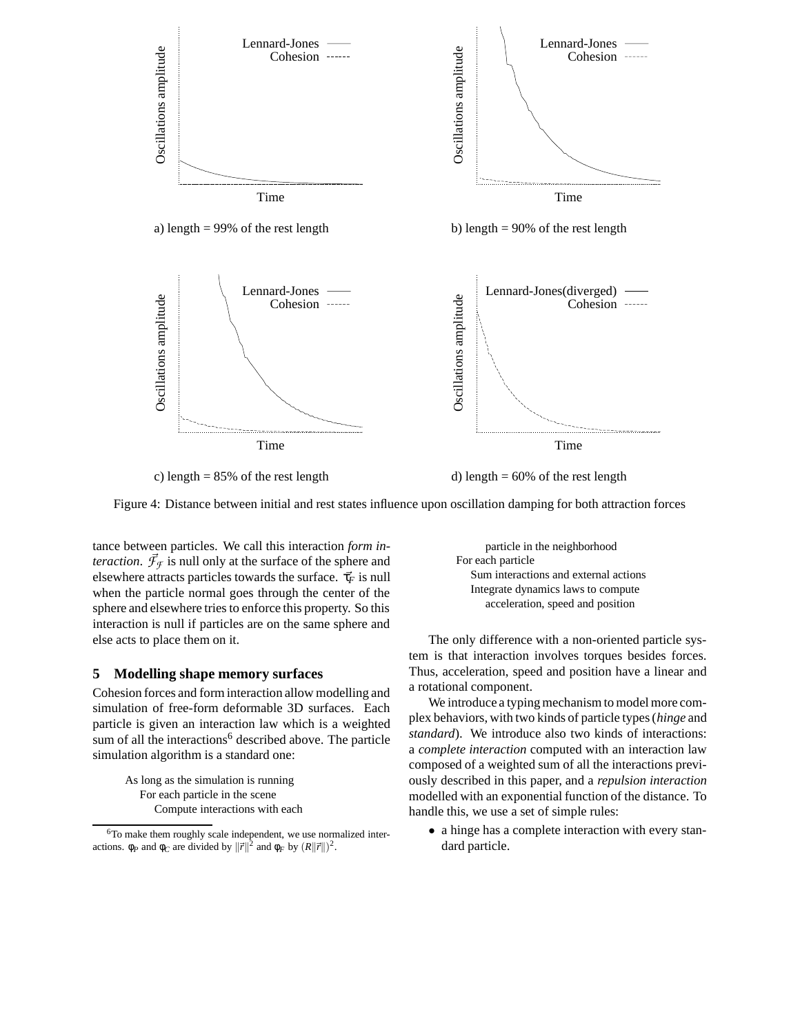a) length = 99% of the rest length

b) length = 90% of the rest length

c) length = 85% of the rest length

d) length = 60% of the rest length

Figure 4: Distance between initial and rest states influence upon oscillation damping for both attraction forces

tance between particles. We call this interaction *form interaction*. $\vec{\mathcal{F}}_{\mathcal{F}}$ is null only at the surface of the sphere and elsewhere attracts particles towards the surface. $\vec{\tau}_F$ is null when the particle normal goes through the center of the sphere and elsewhere tries to enforce this property. So this interaction is null if particles are on the same sphere and else acts to place them on it.

## 5 Modelling shape memory surfaces

Cohesion forces and form interaction allow modelling and simulation of free-form deformable 3D surfaces. Each particle is given an interaction law which is a weighted sum of all the interactions[6] described above. The particle simulation algorithm is a standard one:

```
As long as the simulation is running
   For each particle in the scene
      Compute interactions with each
         particle in the neighborhood
   For each particle
      Sum interactions and external actions
      Integrate dynamics laws to compute
         acceleration, speed and position
```

The only difference with a non-oriented particle system is that interaction involves torques besides forces. Thus, acceleration, speed and position have a linear and a rotational component.

We introduce a typing mechanism to model more complex behaviors, with two kinds of particle types (*hinge* and *standard*). We introduce also two kinds of interactions: a *complete interaction* computed with an interaction law composed of a weighted sum of all the interactions previously described in this paper, and a *repulsion interaction* modelled with an exponential function of the distance. To handle this, we use a set of simple rules:

- a hinge has a complete interaction with every standard particle.

[6] To make them roughly scale independent, we use normalized interactions. $\phi_P$ and $\phi_C$ are divided by $\|\vec{r}\|^2$ and $\phi_F$ by $(R\|\vec{r}\|)^2$.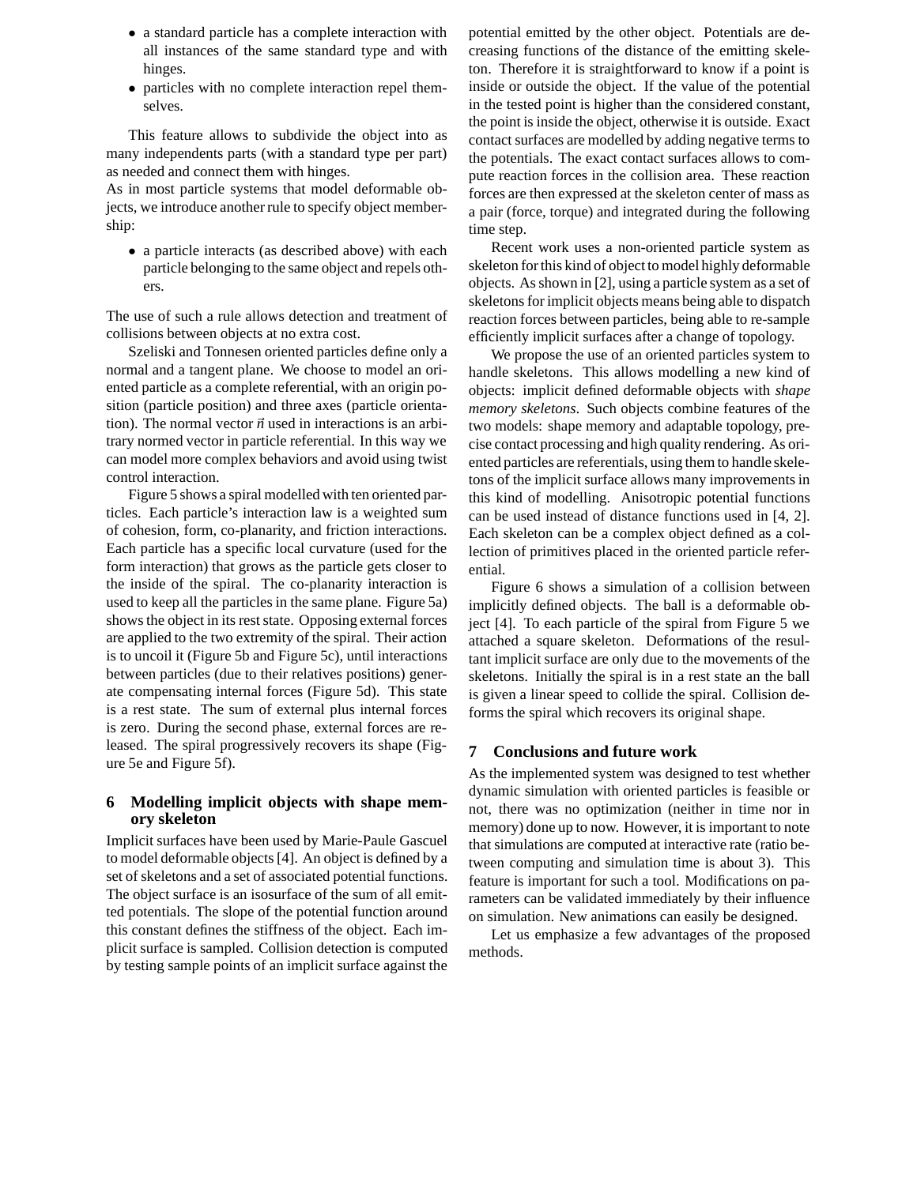- a standard particle has a complete interaction with all instances of the same standard type and with hinges.
- particles with no complete interaction repel themselves.

This feature allows to subdivide the object into as many independents parts (with a standard type per part) as needed and connect them with hinges.
As in most particle systems that model deformable objects, we introduce another rule to specify object membership:

- a particle interacts (as described above) with each particle belonging to the same object and repels others.

The use of such a rule allows detection and treatment of collisions between objects at no extra cost.

Szeliski and Tonnesen oriented particles define only a normal and a tangent plane. We choose to model an oriented particle as a complete referential, with an origin position (particle position) and three axes (particle orientation). The normal vector $\vec{n}$ used in interactions is an arbitrary normed vector in particle referential. In this way we can model more complex behaviors and avoid using twist control interaction.

Figure 5 shows a spiral modelled with ten oriented particles. Each particle's interaction law is a weighted sum of cohesion, form, co-planarity, and friction interactions. Each particle has a specific local curvature (used for the form interaction) that grows as the particle gets closer to the inside of the spiral. The co-planarity interaction is used to keep all the particles in the same plane. Figure 5a) shows the object in its rest state. Opposing external forces are applied to the two extremity of the spiral. Their action is to uncoil it (Figure 5b and Figure 5c), until interactions between particles (due to their relatives positions) generate compensating internal forces (Figure 5d). This state is a rest state. The sum of external plus internal forces is zero. During the second phase, external forces are released. The spiral progressively recovers its shape (Figure 5e and Figure 5f).

## 6 Modelling implicit objects with shape memory skeleton

Implicit surfaces have been used by Marie-Paule Gascuel to model deformable objects [4]. An object is defined by a set of skeletons and a set of associated potential functions. The object surface is an isosurface of the sum of all emitted potentials. The slope of the potential function around this constant defines the stiffness of the object. Each implicit surface is sampled. Collision detection is computed by testing sample points of an implicit surface against the potential emitted by the other object. Potentials are decreasing functions of the distance of the emitting skeleton. Therefore it is straightforward to know if a point is inside or outside the object. If the value of the potential in the tested point is higher than the considered constant, the point is inside the object, otherwise it is outside. Exact contact surfaces are modelled by adding negative terms to the potentials. The exact contact surfaces allows to compute reaction forces in the collision area. These reaction forces are then expressed at the skeleton center of mass as a pair (force, torque) and integrated during the following time step.

Recent work uses a non-oriented particle system as skeleton for this kind of object to model highly deformable objects. As shown in [2], using a particle system as a set of skeletons for implicit objects means being able to dispatch reaction forces between particles, being able to re-sample efficiently implicit surfaces after a change of topology.

We propose the use of an oriented particles system to handle skeletons. This allows modelling a new kind of objects: implicit defined deformable objects with *shape memory skeletons*. Such objects combine features of the two models: shape memory and adaptable topology, precise contact processing and high quality rendering. As oriented particles are referentials, using them to handle skeletons of the implicit surface allows many improvements in this kind of modelling. Anisotropic potential functions can be used instead of distance functions used in [4, 2]. Each skeleton can be a complex object defined as a collection of primitives placed in the oriented particle referential.

Figure 6 shows a simulation of a collision between implicitly defined objects. The ball is a deformable object [4]. To each particle of the spiral from Figure 5 we attached a square skeleton. Deformations of the resultant implicit surface are only due to the movements of the skeletons. Initially the spiral is in a rest state an the ball is given a linear speed to collide the spiral. Collision deforms the spiral which recovers its original shape.

## 7 Conclusions and future work

As the implemented system was designed to test whether dynamic simulation with oriented particles is feasible or not, there was no optimization (neither in time nor in memory) done up to now. However, it is important to note that simulations are computed at interactive rate (ratio between computing and simulation time is about 3). This feature is important for such a tool. Modifications on parameters can be validated immediately by their influence on simulation. New animations can easily be designed.

Let us emphasize a few advantages of the proposed methods.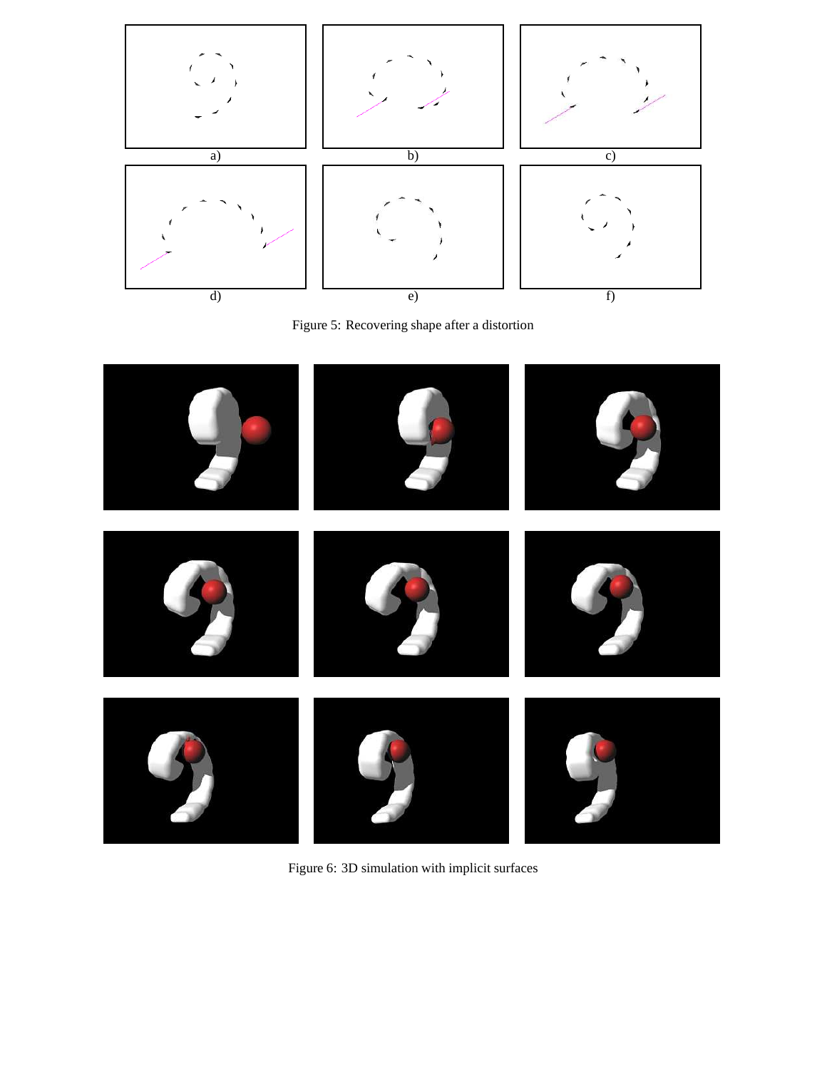a) b) c)

d) e) f)

Figure 5: Recovering shape after a distortion

Figure 6: 3D simulation with implicit surfaces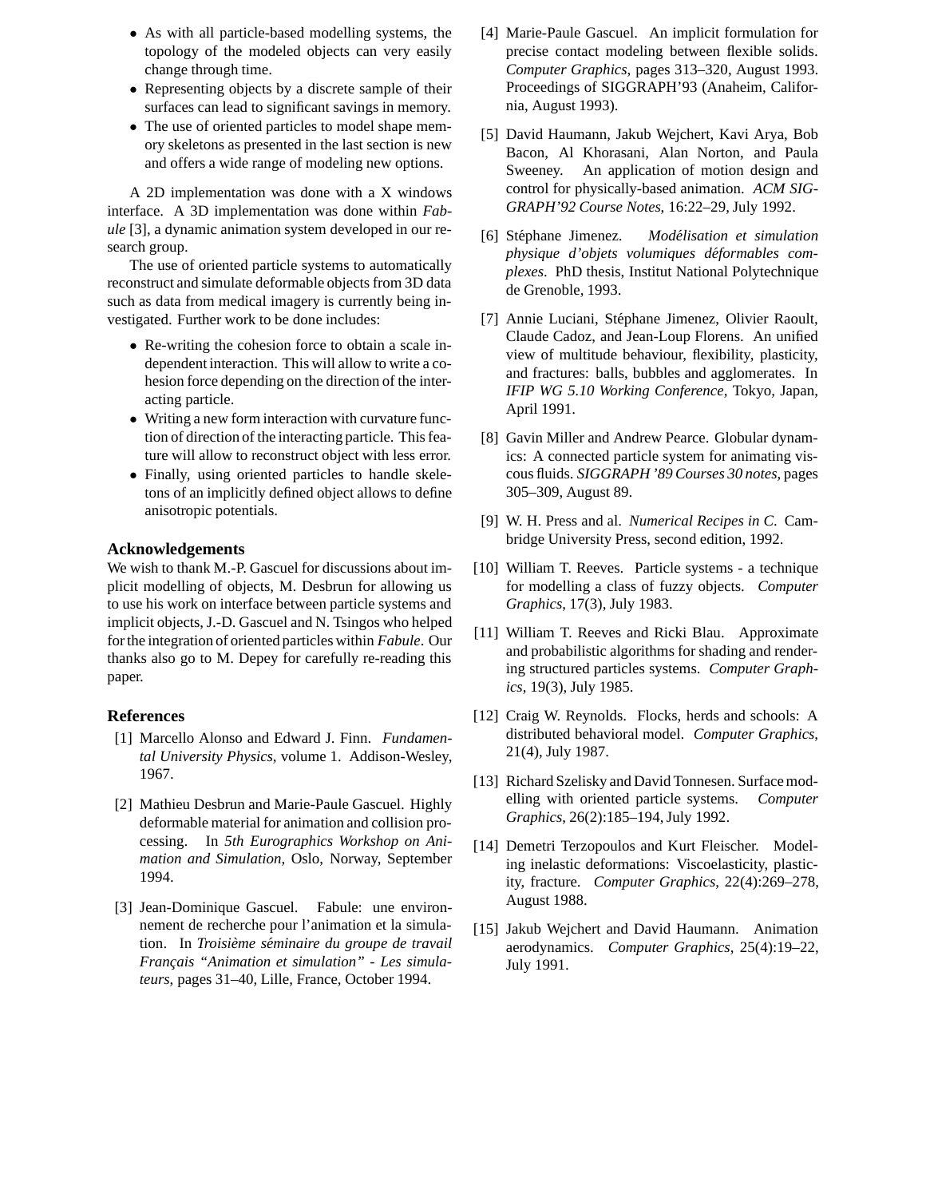- As with all particle-based modelling systems, the topology of the modeled objects can very easily change through time.
- Representing objects by a discrete sample of their surfaces can lead to significant savings in memory.
- The use of oriented particles to model shape memory skeletons as presented in the last section is new and offers a wide range of modeling new options.

A 2D implementation was done with a X windows interface. A 3D implementation was done within *Fabule* [3], a dynamic animation system developed in our research group.

The use of oriented particle systems to automatically reconstruct and simulate deformable objects from 3D data such as data from medical imagery is currently being investigated. Further work to be done includes:

- Re-writing the cohesion force to obtain a scale independent interaction. This will allow to write a cohesion force depending on the direction of the interacting particle.
- Writing a new form interaction with curvature function of direction of the interacting particle. This feature will allow to reconstruct object with less error.
- Finally, using oriented particles to handle skeletons of an implicitly defined object allows to define anisotropic potentials.

## Acknowledgements

We wish to thank M.-P. Gascuel for discussions about implicit modelling of objects, M. Desbrun for allowing us to use his work on interface between particle systems and implicit objects, J.-D. Gascuel and N. Tsingos who helped for the integration of oriented particles within *Fabule*. Our thanks also go to M. Depey for carefully re-reading this paper.

## References

[1] Marcello Alonso and Edward J. Finn. *Fundamental University Physics*, volume 1. Addison-Wesley, 1967.

[2] Mathieu Desbrun and Marie-Paule Gascuel. Highly deformable material for animation and collision processing. In *5th Eurographics Workshop on Animation and Simulation*, Oslo, Norway, September 1994.

[3] Jean-Dominique Gascuel. Fabule: une environnement de recherche pour l'animation et la simulation. In *Troisième séminaire du groupe de travail Français "Animation et simulation" - Les simulateurs*, pages 31–40, Lille, France, October 1994.

[4] Marie-Paule Gascuel. An implicit formulation for precise contact modeling between flexible solids. *Computer Graphics*, pages 313–320, August 1993. Proceedings of SIGGRAPH'93 (Anaheim, California, August 1993).

[5] David Haumann, Jakub Wejchert, Kavi Arya, Bob Bacon, Al Khorasani, Alan Norton, and Paula Sweeney. An application of motion design and control for physically-based animation. *ACM SIGGRAPH'92 Course Notes*, 16:22–29, July 1992.

[6] Stéphane Jimenez. *Modélisation et simulation physique d'objets volumiques déformables complexes*. PhD thesis, Institut National Polytechnique de Grenoble, 1993.

[7] Annie Luciani, Stéphane Jimenez, Olivier Raoult, Claude Cadoz, and Jean-Loup Florens. An unified view of multitude behaviour, flexibility, plasticity, and fractures: balls, bubbles and agglomerates. In *IFIP WG 5.10 Working Conference*, Tokyo, Japan, April 1991.

[8] Gavin Miller and Andrew Pearce. Globular dynamics: A connected particle system for animating viscous fluids. *SIGGRAPH '89 Courses 30 notes*, pages 305–309, August 89.

[9] W. H. Press and al. *Numerical Recipes in C*. Cambridge University Press, second edition, 1992.

[10] William T. Reeves. Particle systems - a technique for modelling a class of fuzzy objects. *Computer Graphics*, 17(3), July 1983.

[11] William T. Reeves and Ricki Blau. Approximate and probabilistic algorithms for shading and rendering structured particles systems. *Computer Graphics*, 19(3), July 1985.

[12] Craig W. Reynolds. Flocks, herds and schools: A distributed behavioral model. *Computer Graphics*, 21(4), July 1987.

[13] Richard Szelisky and David Tonnesen. Surface modelling with oriented particle systems. *Computer Graphics*, 26(2):185–194, July 1992.

[14] Demetri Terzopoulos and Kurt Fleischer. Modeling inelastic deformations: Viscoelasticity, plasticity, fracture. *Computer Graphics*, 22(4):269–278, August 1988.

[15] Jakub Wejchert and David Haumann. Animation aerodynamics. *Computer Graphics*, 25(4):19–22, July 1991.